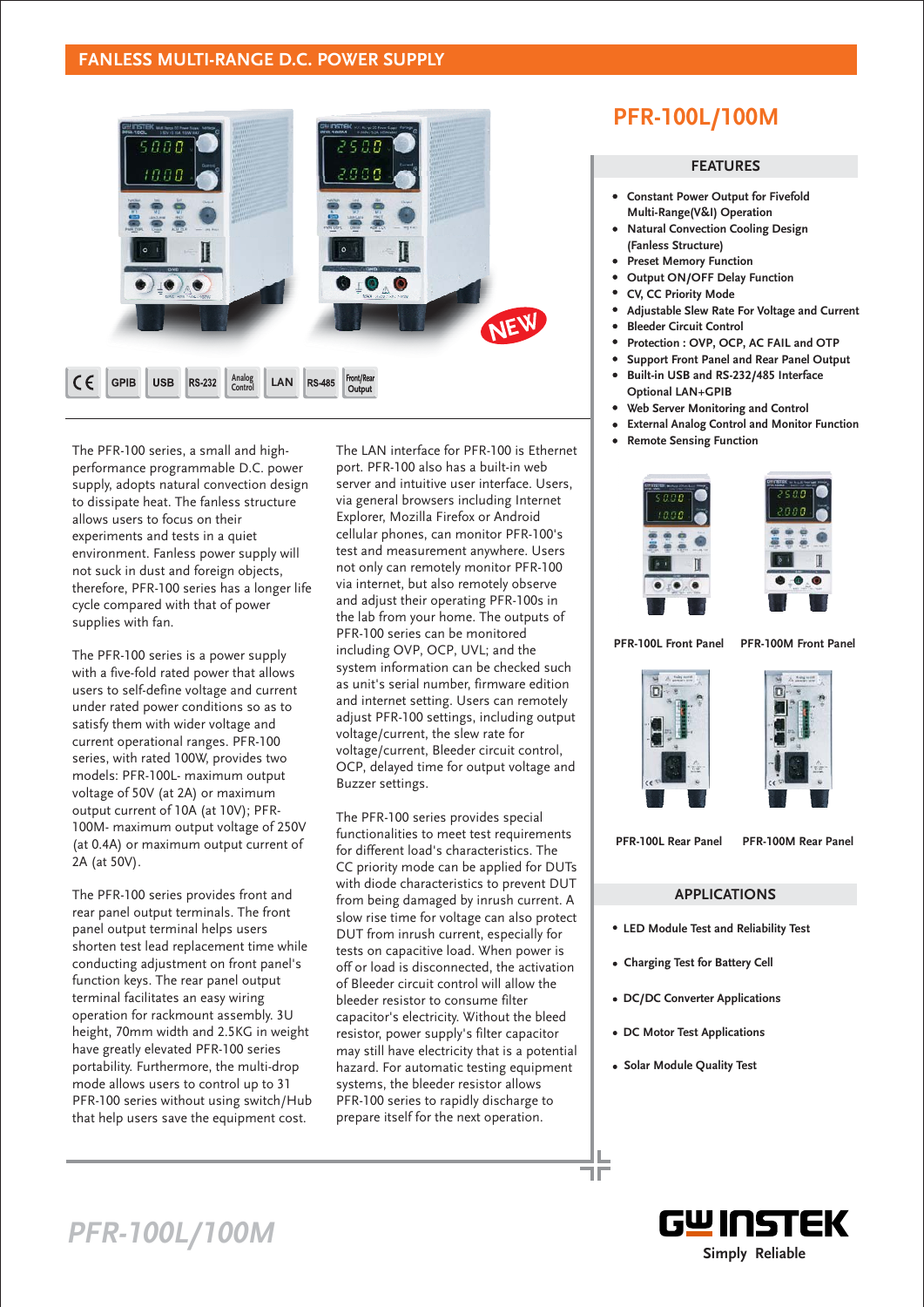## FANLESS MULTI-RANGE D.C. POWER SUPPLY

# PFR-100L/100M

GPIB | USB | RS-232 | Analog Control | LAN | RS-485 | Front/Rear Output

The PFR-100 series, a small and high-performance programmable D.C. power supply, adopts natural convection design to dissipate heat. The fanless structure allows users to focus on their experiments and tests in a quiet environment. Fanless power supply will not suck in dust and foreign objects, therefore, PFR-100 series has a longer life cycle compared with that of power supplies with fan.

The PFR-100 series is a power supply with a five-fold rated power that allows users to self-define voltage and current under rated power conditions so as to satisfy them with wider voltage and current operational ranges. PFR-100 series, with rated 100W, provides two models: PFR-100L- maximum output voltage of 50V (at 2A) or maximum output current of 10A (at 10V); PFR-100M- maximum output voltage of 250V (at 0.4A) or maximum output current of 2A (at 50V).

The PFR-100 series provides front and rear panel output terminals. The front panel output terminal helps users shorten test lead replacement time while conducting adjustment on front panel's function keys. The rear panel output terminal facilitates an easy wiring operation for rackmount assembly. 3U height, 70mm width and 2.5KG in weight have greatly elevated PFR-100 series portability. Furthermore, the multi-drop mode allows users to control up to 31 PFR-100 series without using switch/Hub that help users save the equipment cost.

The LAN interface for PFR-100 is Ethernet port. PFR-100 also has a built-in web server and intuitive user interface. Users, via general browsers including Internet Explorer, Mozilla Firefox or Android cellular phones, can monitor PFR-100's test and measurement anywhere. Users not only can remotely monitor PFR-100 via internet, but also remotely observe and adjust their operating PFR-100s in the lab from your home. The outputs of PFR-100 series can be monitored including OVP, OCP, UVL; and the system information can be checked such as unit's serial number, firmware edition and internet setting. Users can remotely adjust PFR-100 settings, including output voltage/current, the slew rate for voltage/current, Bleeder circuit control, OCP, delayed time for output voltage and Buzzer settings.

The PFR-100 series provides special functionalities to meet test requirements for different load's characteristics. The CC priority mode can be applied for DUTs with diode characteristics to prevent DUT from being damaged by inrush current. A slow rise time for voltage can also protect DUT from inrush current, especially for tests on capacitive load. When power is off or load is disconnected, the activation of Bleeder circuit control will allow the bleeder resistor to consume filter capacitor's electricity. Without the bleed resistor, power supply's filter capacitor may still have electricity that is a potential hazard. For automatic testing equipment systems, the bleeder resistor allows PFR-100 series to rapidly discharge to prepare itself for the next operation.

### FEATURES

- **Constant Power Output for Fivefold Multi-Range(V&I) Operation**
- **Natural Convection Cooling Design (Fanless Structure)**
- **Preset Memory Function**
- **Output ON/OFF Delay Function**
- **CV, CC Priority Mode**
- **Adjustable Slew Rate For Voltage and Current**
- **Bleeder Circuit Control**
- **Protection : OVP, OCP, AC FAIL and OTP**
- **Support Front Panel and Rear Panel Output**
- **Built-in USB and RS-232/485 Interface Optional LAN+GPIB**
- **Web Server Monitoring and Control**
- **External Analog Control and Monitor Function**
- **Remote Sensing Function**

**PFR-100L Front Panel** | **PFR-100M Front Panel**

**PFR-100L Rear Panel** | **PFR-100M Rear Panel**

### APPLICATIONS

- **LED Module Test and Reliability Test**
- **Charging Test for Battery Cell**
- **DC/DC Converter Applications**
- **DC Motor Test Applications**
- **Solar Module Quality Test**

*PFR-100L/100M*

GW INSTEK Simply Reliable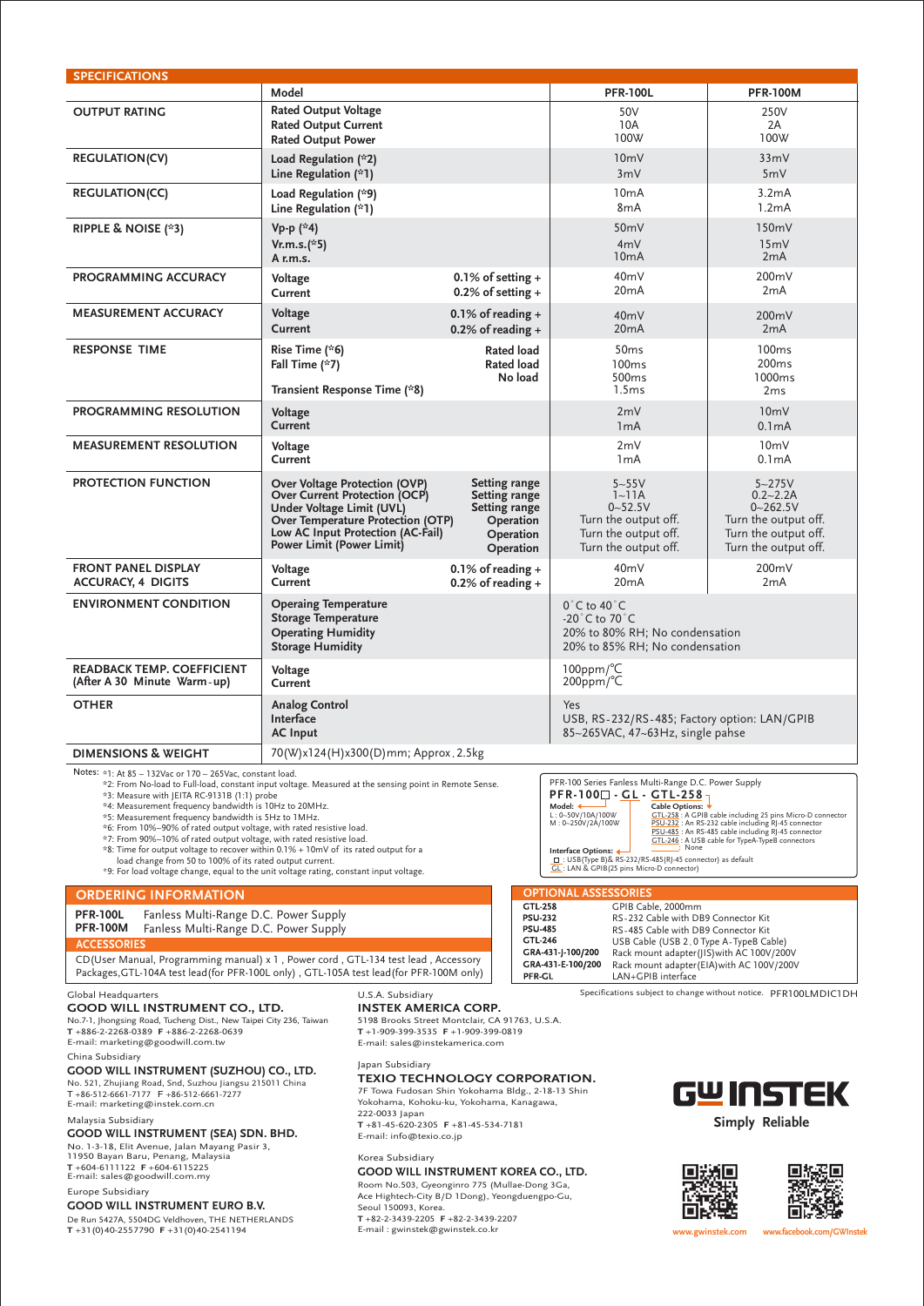## SPECIFICATIONS

| | Model | | PFR-100L | PFR-100M |
|---|---|---|---|---|
| OUTPUT RATING | Rated Output Voltage<br>Rated Output Current<br>Rated Output Power | | 50V<br>10A<br>100W | 250V<br>2A<br>100W |
| REGULATION(CV) | Load Regulation (*2)<br>Line Regulation (*1) | | 10mV<br>3mV | 33mV<br>5mV |
| REGULATION(CC) | Load Regulation (*9)<br>Line Regulation (*1) | | 10mA<br>8mA | 3.2mA<br>1.2mA |
| RIPPLE & NOISE (*3) | Vp-p (*4)<br>Vr.m.s.(*5)<br>A r.m.s. | | 50mV<br>4mV<br>10mA | 150mV<br>15mV<br>2mA |
| PROGRAMMING ACCURACY | Voltage<br>Current | 0.1% of setting +<br>0.2% of setting + | 40mV<br>20mA | 200mV<br>2mA |
| MEASUREMENT ACCURACY | Voltage<br>Current | 0.1% of reading +<br>0.2% of reading + | 40mV<br>20mA | 200mV<br>2mA |
| RESPONSE TIME | Rise Time (*6)<br>Fall Time (*7)<br><br>Transient Response Time (*8) | Rated load<br>Rated load<br>No load | 50ms<br>100ms<br>500ms<br>1.5ms | 100ms<br>200ms<br>1000ms<br>2ms |
| PROGRAMMING RESOLUTION | Voltage<br>Current | | 2mV<br>1mA | 10mV<br>0.1mA |
| MEASUREMENT RESOLUTION | Voltage<br>Current | | 2mV<br>1mA | 10mV<br>0.1mA |
| PROTECTION FUNCTION | Over Voltage Protection (OVP)<br>Over Current Protection (OCP)<br>Under Voltage Limit (UVL)<br>Over Temperature Protection (OTP)<br>Low AC Input Protection (AC-Fail)<br>Power Limit (Power Limit) | Setting range<br>Setting range<br>Setting range<br>Operation<br>Operation<br>Operation | 5~55V<br>1~11A<br>0~52.5V<br>Turn the output off.<br>Turn the output off.<br>Turn the output off. | 5~275V<br>0.2~2.2A<br>0~262.5V<br>Turn the output off.<br>Turn the output off.<br>Turn the output off. |
| FRONT PANEL DISPLAY ACCURACY, 4 DIGITS | Voltage<br>Current | 0.1% of reading +<br>0.2% of reading + | 40mV<br>20mA | 200mV<br>2mA |
| ENVIRONMENT CONDITION | Operaing Temperature<br>Storage Temperature<br>Operating Humidity<br>Storage Humidity | | 0°C to 40°C<br>-20°C to 70°C<br>20% to 80% RH; No condensation<br>20% to 85% RH; No condensation | |
| READBACK TEMP. COEFFICIENT (After A 30 Minute Warm-up) | Voltage<br>Current | | 100ppm/℃<br>200ppm/℃ | |
| OTHER | Analog Control<br>Interface<br>AC Input | | Yes<br>USB, RS-232/RS-485; Factory option: LAN/GPIB<br>85~265VAC, 47~63Hz, single pahse | |
| DIMENSIONS & WEIGHT | 70(W)x124(H)x300(D)mm; Approx. 2.5kg | | | |

Notes:
*1: At 85 ~ 132Vac or 170 ~ 265Vac, constant load.
*2: From No-load to Full-load, constant input voltage. Measured at the sensing point in Remote Sense.
*3: Measure with JEITA RC-9131B (1:1) probe
*4: Measurement frequency bandwidth is 10Hz to 20MHz.
*5: Measurement frequency bandwidth is 5Hz to 1MHz.
*6: From 10%~90% of rated output voltage, with rated resistive load.
*7: From 90%~10% of rated output voltage, with rated resistive load.
*8: Time for output voltage to recover within 0.1% + 10mV of its rated output for a load change from 50 to 100% of its rated output current.
*9: For load voltage change, equal to the unit voltage rating, constant input voltage.

PFR-100 Series Fanless Multi-Range D.C. Power Supply

**PFR-100□ - GL - GTL-258**

Model:
L : 0~50V/10A/100W
M : 0~250V/2A/100W

Cable Options:
GTL-258 : A GPIB cable including 25 pins Micro-D connector
PSU-232 : An RS-232 cable including RJ-45 connector
PSU-485 : An RS-485 cable including RJ-45 connector
GTL-246 : A USB cable for TypeA-TypeB connectors
: None

Interface Options:
□ : USB(Type B)& RS-232/RS-485(RJ-45 connector) as default
GL : LAN & GPIB(25 pins Micro-D connector)

## ORDERING INFORMATION

**PFR-100L** Fanless Multi-Range D.C. Power Supply
**PFR-100M** Fanless Multi-Range D.C. Power Supply

### ACCESSORIES

CD(User Manual, Programming manual) x 1 , Power cord , GTL-134 test lead , Accessory Packages,GTL-104A test lead(for PFR-100L only) , GTL-105A test lead(for PFR-100M only)

## OPTIONAL ASSESSORIES

| | |
|---|---|
| GTL-258 | GPIB Cable, 2000mm |
| PSU-232 | RS-232 Cable with DB9 Connector Kit |
| PSU-485 | RS-485 Cable with DB9 Connector Kit |
| GTL-246 | USB Cable (USB 2.0 Type A-TypeB Cable) |
| GRA-431-J-100/200 | Rack mount adapter(JIS)with AC 100V/200V |
| GRA-431-E-100/200 | Rack mount adapter(EIA)with AC 100V/200V |
| PFR-GL | LAN+GPIB interface |

Specifications subject to change without notice. PFR100LMDIC1DH

Global Headquarters
**GOOD WILL INSTRUMENT CO., LTD.**
No.7-1, Jhongsing Road, Tucheng Dist., New Taipei City 236, Taiwan
T +886-2-2268-0389 F +886-2-2268-0639
E-mail: marketing@goodwill.com.tw

China Subsidiary
**GOOD WILL INSTRUMENT (SUZHOU) CO., LTD.**
No. 521, Zhujiang Road, Snd, Suzhou Jiangsu 215011 China
T +86-512-6661-7177 F +86-512-6661-7277
E-mail: marketing@instek.com.cn

Malaysia Subsidiary
**GOOD WILL INSTRUMENT (SEA) SDN. BHD.**
No. 1-3-18, Elit Avenue, Jalan Mayang Pasir 3, 11950 Bayan Baru, Penang, Malaysia
T +604-6111122 F +604-6115225
E-mail: sales@goodwill.com.my

Europe Subsidiary
**GOOD WILL INSTRUMENT EURO B.V.**
De Run 5427A, 5504DG Veldhoven, THE NETHERLANDS
T +31(0)40-2557790 F +31(0)40-2541194

U.S.A. Subsidiary
**INSTEK AMERICA CORP.**
5198 Brooks Street Montclair, CA 91763, U.S.A.
T +1-909-399-3535 F +1-909-399-0819
E-mail: sales@instekamerica.com

Japan Subsidiary
**TEXIO TECHNOLOGY CORPORATION.**
7F Towa Fudosan Shin Yokohama Bldg., 2-18-13 Shin Yokohama, Kohoku-ku, Yokohama, Kanagawa, 222-0033 Japan
T +81-45-620-2305 F +81-45-534-7181
E-mail: info@texio.co.jp

Korea Subsidiary
**GOOD WILL INSTRUMENT KOREA CO., LTD.**
Room No.503, Gyeonginro 775 (Mullae-Dong 3Ga, Ace Hightech-City B/D 1Dong), Yeongduengpo-Gu, Seoul 150093, Korea.
T +82-2-3439-2205 F +82-2-3439-2207
E-mail : gwinstek@gwinstek.co.kr

GW INSTEK
Simply Reliable

www.gwinstek.com www.facebook.com/GWInstek